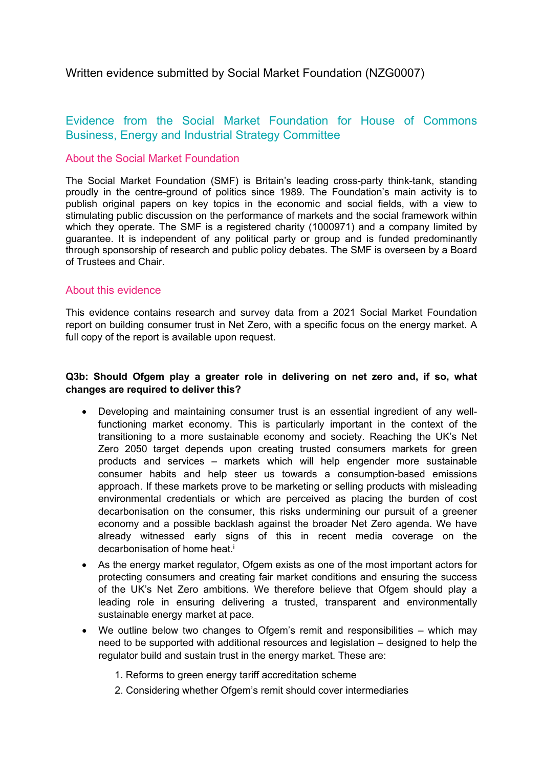Written evidence submitted by Social Market Foundation (NZG0007)

# Evidence from the Social Market Foundation for House of Commons Business, Energy and Industrial Strategy Committee

## About the Social Market Foundation

The Social Market Foundation (SMF) is Britain's leading cross-party think-tank, standing proudly in the centre-ground of politics since 1989. The Foundation's main activity is to publish original papers on key topics in the economic and social fields, with a view to stimulating public discussion on the performance of markets and the social framework within which they operate. The SMF is a registered charity (1000971) and a company limited by guarantee. It is independent of any political party or group and is funded predominantly through sponsorship of research and public policy debates. The SMF is overseen by a Board of Trustees and Chair.

## About this evidence

This evidence contains research and survey data from a 2021 Social Market Foundation report on building consumer trust in Net Zero, with a specific focus on the energy market. A full copy of the report is available upon request.

**Q3b: Should Ofgem play a greater role in delivering on net zero and, if so, what changes are required to deliver this?**

- Developing and maintaining consumer trust is an essential ingredient of any well-functioning market economy. This is particularly important in the context of the transitioning to a more sustainable economy and society. Reaching the UK's Net Zero 2050 target depends upon creating trusted consumers markets for green products and services – markets which will help engender more sustainable consumer habits and help steer us towards a consumption-based emissions approach. If these markets prove to be marketing or selling products with misleading environmental credentials or which are perceived as placing the burden of cost decarbonisation on the consumer, this risks undermining our pursuit of a greener economy and a possible backlash against the broader Net Zero agenda. We have already witnessed early signs of this in recent media coverage on the decarbonisation of home heat.[i]
- As the energy market regulator, Ofgem exists as one of the most important actors for protecting consumers and creating fair market conditions and ensuring the success of the UK's Net Zero ambitions. We therefore believe that Ofgem should play a leading role in ensuring delivering a trusted, transparent and environmentally sustainable energy market at pace.
- We outline below two changes to Ofgem's remit and responsibilities – which may need to be supported with additional resources and legislation – designed to help the regulator build and sustain trust in the energy market. These are:
    1. Reforms to green energy tariff accreditation scheme
    2. Considering whether Ofgem's remit should cover intermediaries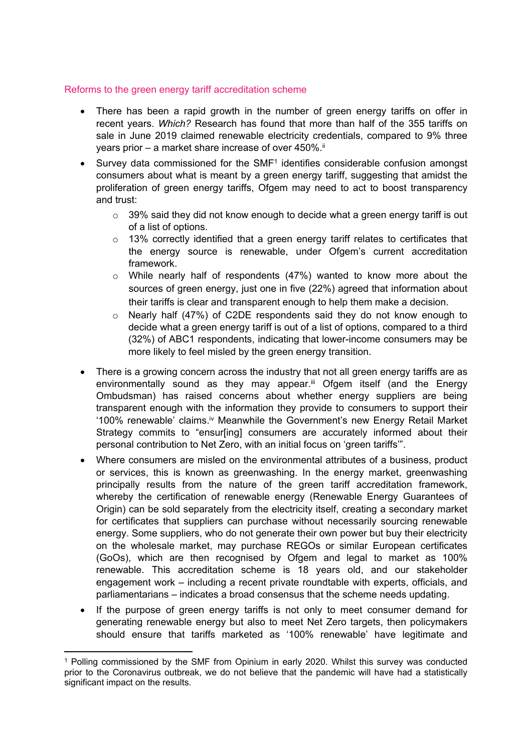## Reforms to the green energy tariff accreditation scheme

- There has been a rapid growth in the number of green energy tariffs on offer in recent years. *Which?* Research has found that more than half of the 355 tariffs on sale in June 2019 claimed renewable electricity credentials, compared to 9% three years prior – a market share increase of over 450%.[ii]
- Survey data commissioned for the SMF[1] identifies considerable confusion amongst consumers about what is meant by a green energy tariff, suggesting that amidst the proliferation of green energy tariffs, Ofgem may need to act to boost transparency and trust:
  - 39% said they did not know enough to decide what a green energy tariff is out of a list of options.
  - 13% correctly identified that a green energy tariff relates to certificates that the energy source is renewable, under Ofgem's current accreditation framework.
  - While nearly half of respondents (47%) wanted to know more about the sources of green energy, just one in five (22%) agreed that information about their tariffs is clear and transparent enough to help them make a decision.
  - Nearly half (47%) of C2DE respondents said they do not know enough to decide what a green energy tariff is out of a list of options, compared to a third (32%) of ABC1 respondents, indicating that lower-income consumers may be more likely to feel misled by the green energy transition.
- There is a growing concern across the industry that not all green energy tariffs are as environmentally sound as they may appear.[iii] Ofgem itself (and the Energy Ombudsman) has raised concerns about whether energy suppliers are being transparent enough with the information they provide to consumers to support their '100% renewable' claims.[iv] Meanwhile the Government's new Energy Retail Market Strategy commits to "ensur[ing] consumers are accurately informed about their personal contribution to Net Zero, with an initial focus on 'green tariffs'".
- Where consumers are misled on the environmental attributes of a business, product or services, this is known as greenwashing. In the energy market, greenwashing principally results from the nature of the green tariff accreditation framework, whereby the certification of renewable energy (Renewable Energy Guarantees of Origin) can be sold separately from the electricity itself, creating a secondary market for certificates that suppliers can purchase without necessarily sourcing renewable energy. Some suppliers, who do not generate their own power but buy their electricity on the wholesale market, may purchase REGOs or similar European certificates (GoOs), which are then recognised by Ofgem and legal to market as 100% renewable. This accreditation scheme is 18 years old, and our stakeholder engagement work – including a recent private roundtable with experts, officials, and parliamentarians – indicates a broad consensus that the scheme needs updating.
- If the purpose of green energy tariffs is not only to meet consumer demand for generating renewable energy but also to meet Net Zero targets, then policymakers should ensure that tariffs marketed as '100% renewable' have legitimate and

[1] Polling commissioned by the SMF from Opinium in early 2020. Whilst this survey was conducted prior to the Coronavirus outbreak, we do not believe that the pandemic will have had a statistically significant impact on the results.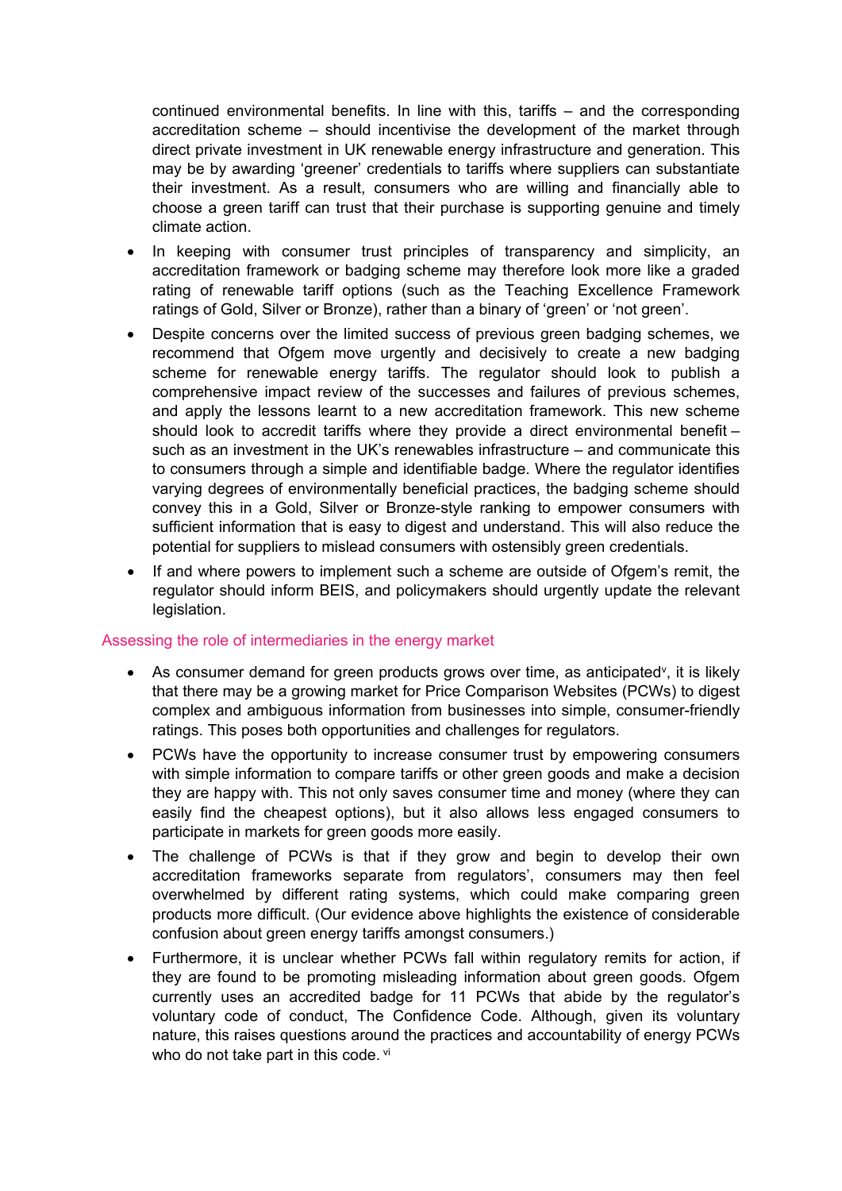continued environmental benefits. In line with this, tariffs – and the corresponding accreditation scheme – should incentivise the development of the market through direct private investment in UK renewable energy infrastructure and generation. This may be by awarding 'greener' credentials to tariffs where suppliers can substantiate their investment. As a result, consumers who are willing and financially able to choose a green tariff can trust that their purchase is supporting genuine and timely climate action.

- In keeping with consumer trust principles of transparency and simplicity, an accreditation framework or badging scheme may therefore look more like a graded rating of renewable tariff options (such as the Teaching Excellence Framework ratings of Gold, Silver or Bronze), rather than a binary of 'green' or 'not green'.
- Despite concerns over the limited success of previous green badging schemes, we recommend that Ofgem move urgently and decisively to create a new badging scheme for renewable energy tariffs. The regulator should look to publish a comprehensive impact review of the successes and failures of previous schemes, and apply the lessons learnt to a new accreditation framework. This new scheme should look to accredit tariffs where they provide a direct environmental benefit – such as an investment in the UK's renewables infrastructure – and communicate this to consumers through a simple and identifiable badge. Where the regulator identifies varying degrees of environmentally beneficial practices, the badging scheme should convey this in a Gold, Silver or Bronze-style ranking to empower consumers with sufficient information that is easy to digest and understand. This will also reduce the potential for suppliers to mislead consumers with ostensibly green credentials.
- If and where powers to implement such a scheme are outside of Ofgem's remit, the regulator should inform BEIS, and policymakers should urgently update the relevant legislation.

## Assessing the role of intermediaries in the energy market

- As consumer demand for green products grows over time, as anticipated[v], it is likely that there may be a growing market for Price Comparison Websites (PCWs) to digest complex and ambiguous information from businesses into simple, consumer-friendly ratings. This poses both opportunities and challenges for regulators.
- PCWs have the opportunity to increase consumer trust by empowering consumers with simple information to compare tariffs or other green goods and make a decision they are happy with. This not only saves consumer time and money (where they can easily find the cheapest options), but it also allows less engaged consumers to participate in markets for green goods more easily.
- The challenge of PCWs is that if they grow and begin to develop their own accreditation frameworks separate from regulators', consumers may then feel overwhelmed by different rating systems, which could make comparing green products more difficult. (Our evidence above highlights the existence of considerable confusion about green energy tariffs amongst consumers.)
- Furthermore, it is unclear whether PCWs fall within regulatory remits for action, if they are found to be promoting misleading information about green goods. Ofgem currently uses an accredited badge for 11 PCWs that abide by the regulator's voluntary code of conduct, The Confidence Code. Although, given its voluntary nature, this raises questions around the practices and accountability of energy PCWs who do not take part in this code. [vi]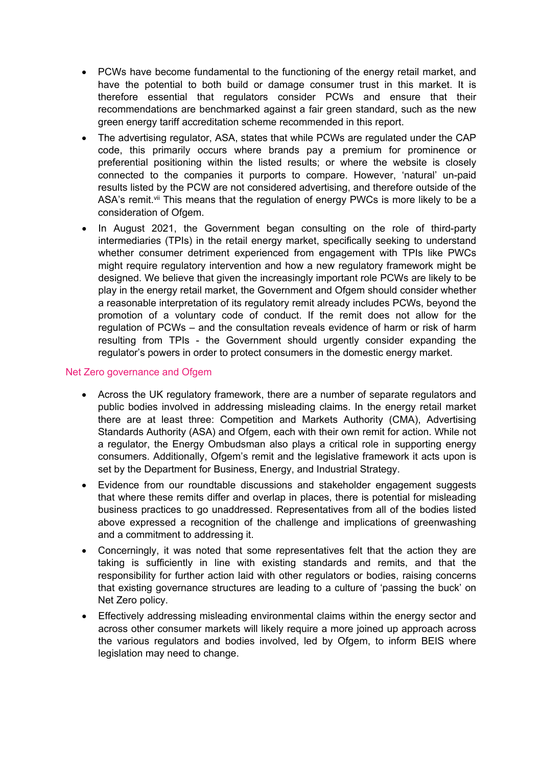- PCWs have become fundamental to the functioning of the energy retail market, and have the potential to both build or damage consumer trust in this market. It is therefore essential that regulators consider PCWs and ensure that their recommendations are benchmarked against a fair green standard, such as the new green energy tariff accreditation scheme recommended in this report.
- The advertising regulator, ASA, states that while PCWs are regulated under the CAP code, this primarily occurs where brands pay a premium for prominence or preferential positioning within the listed results; or where the website is closely connected to the companies it purports to compare. However, 'natural' un-paid results listed by the PCW are not considered advertising, and therefore outside of the ASA's remit.[vii] This means that the regulation of energy PWCs is more likely to be a consideration of Ofgem.
- In August 2021, the Government began consulting on the role of third-party intermediaries (TPIs) in the retail energy market, specifically seeking to understand whether consumer detriment experienced from engagement with TPIs like PWCs might require regulatory intervention and how a new regulatory framework might be designed. We believe that given the increasingly important role PCWs are likely to be play in the energy retail market, the Government and Ofgem should consider whether a reasonable interpretation of its regulatory remit already includes PCWs, beyond the promotion of a voluntary code of conduct. If the remit does not allow for the regulation of PCWs – and the consultation reveals evidence of harm or risk of harm resulting from TPIs - the Government should urgently consider expanding the regulator's powers in order to protect consumers in the domestic energy market.

## Net Zero governance and Ofgem

- Across the UK regulatory framework, there are a number of separate regulators and public bodies involved in addressing misleading claims. In the energy retail market there are at least three: Competition and Markets Authority (CMA), Advertising Standards Authority (ASA) and Ofgem, each with their own remit for action. While not a regulator, the Energy Ombudsman also plays a critical role in supporting energy consumers. Additionally, Ofgem's remit and the legislative framework it acts upon is set by the Department for Business, Energy, and Industrial Strategy.
- Evidence from our roundtable discussions and stakeholder engagement suggests that where these remits differ and overlap in places, there is potential for misleading business practices to go unaddressed. Representatives from all of the bodies listed above expressed a recognition of the challenge and implications of greenwashing and a commitment to addressing it.
- Concerningly, it was noted that some representatives felt that the action they are taking is sufficiently in line with existing standards and remits, and that the responsibility for further action laid with other regulators or bodies, raising concerns that existing governance structures are leading to a culture of 'passing the buck' on Net Zero policy.
- Effectively addressing misleading environmental claims within the energy sector and across other consumer markets will likely require a more joined up approach across the various regulators and bodies involved, led by Ofgem, to inform BEIS where legislation may need to change.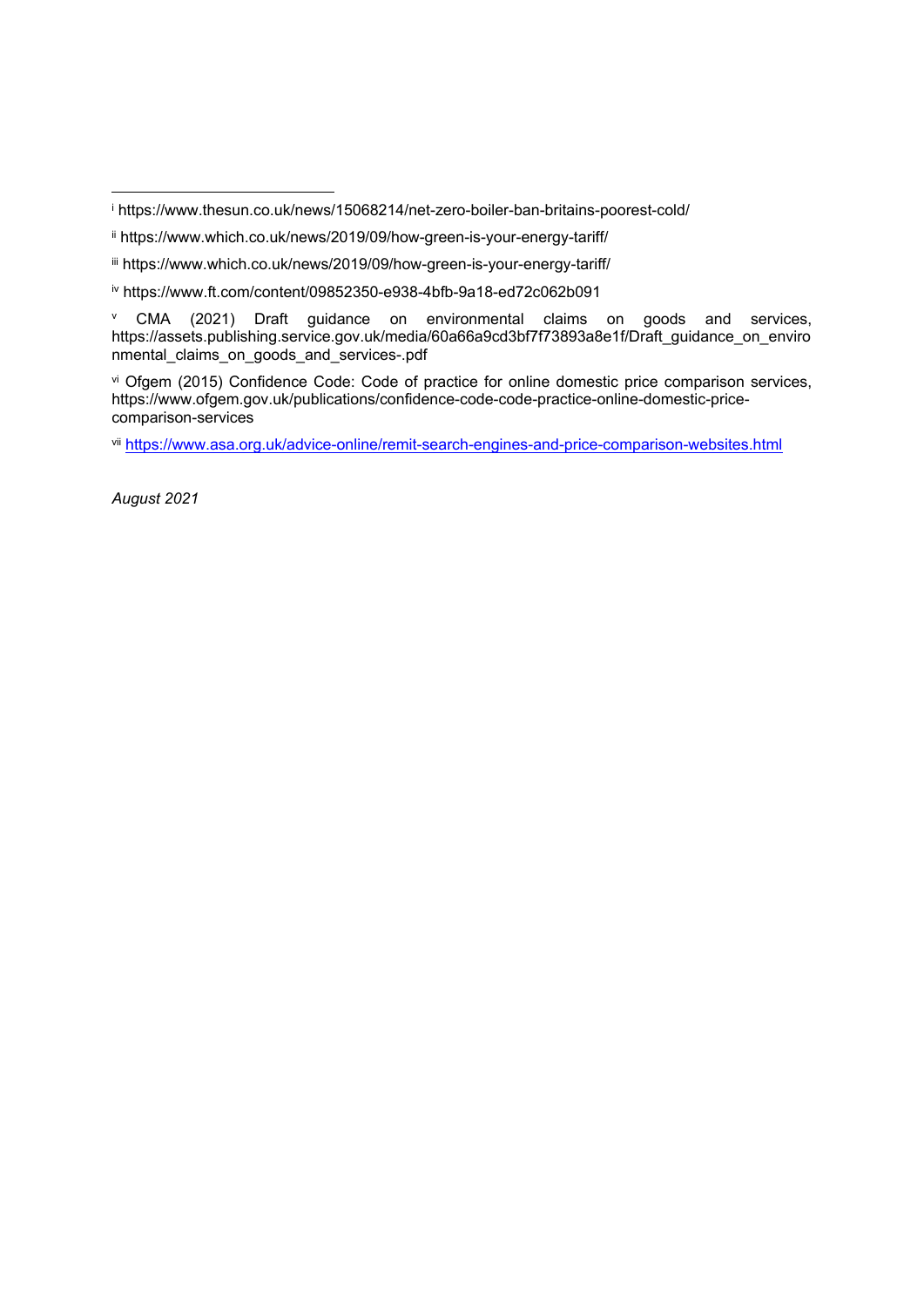---

[i] https://www.thesun.co.uk/news/15068214/net-zero-boiler-ban-britains-poorest-cold/

[ii] https://www.which.co.uk/news/2019/09/how-green-is-your-energy-tariff/

[iii] https://www.which.co.uk/news/2019/09/how-green-is-your-energy-tariff/

[iv] https://www.ft.com/content/09852350-e938-4bfb-9a18-ed72c062b091

[v] CMA (2021) Draft guidance on environmental claims on goods and services, https://assets.publishing.service.gov.uk/media/60a66a9cd3bf7f73893a8e1f/Draft_guidance_on_environmental_claims_on_goods_and_services-.pdf

[vi] Ofgem (2015) Confidence Code: Code of practice for online domestic price comparison services, https://www.ofgem.gov.uk/publications/confidence-code-code-practice-online-domestic-price-comparison-services

[vii] https://www.asa.org.uk/advice-online/remit-search-engines-and-price-comparison-websites.html

*August 2021*